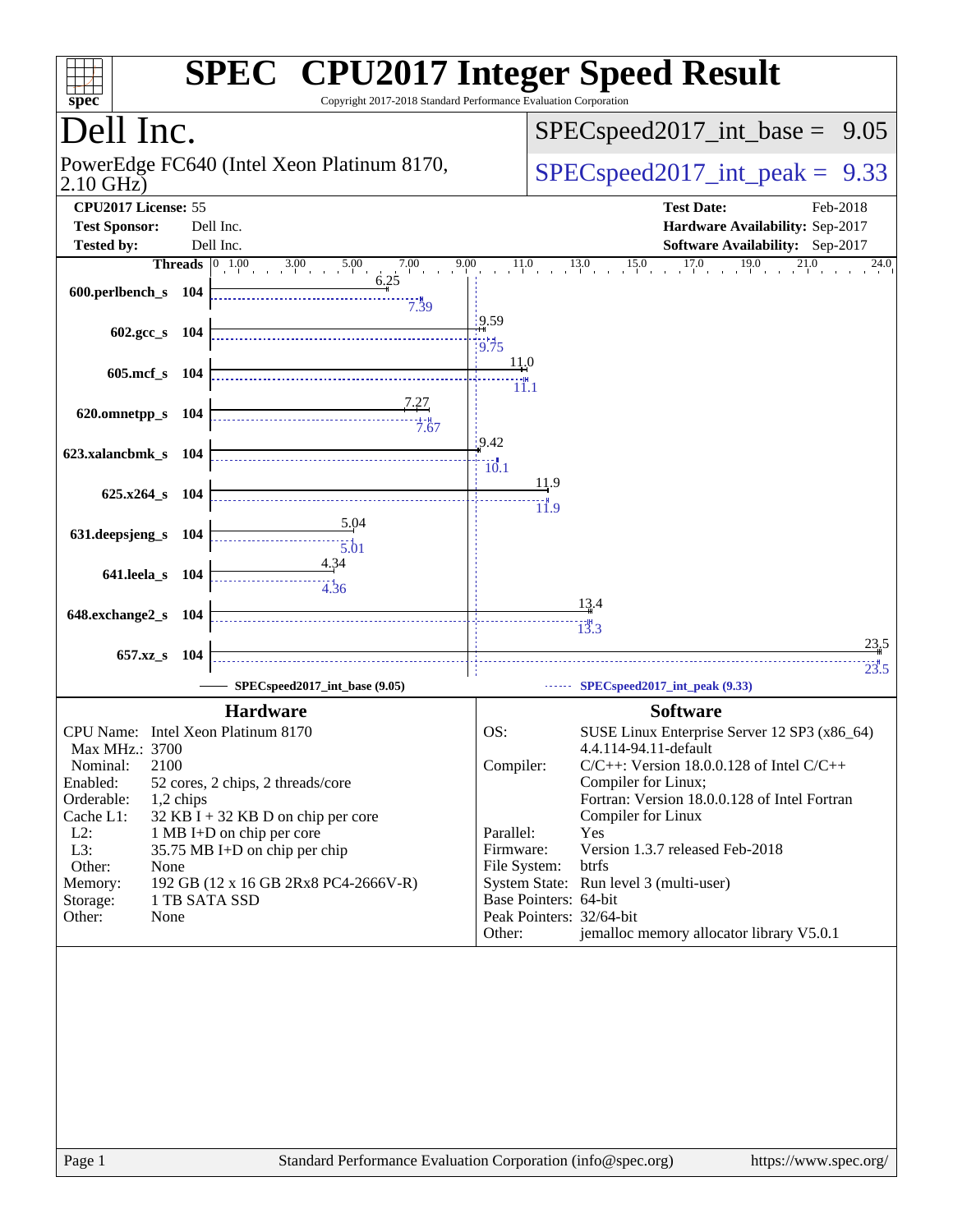# SPEC CPU2017 Integer Speed Result

Copyright 2017-2018 Standard Performance Evaluation Corporation

## Dell Inc.

PowerEdge FC640 (Intel Xeon Platinum 8170, 2.10 GHz)

**SPECspeed2017_int_base = 9.05**

**SPECspeed2017_int_peak = 9.33**

| | | | |
|---|---|---|---|
| **CPU2017 License:** | 55 | **Test Date:** | Feb-2018 |
| **Test Sponsor:** | Dell Inc. | **Hardware Availability:** | Sep-2017 |
| **Tested by:** | Dell Inc. | **Software Availability:** | Sep-2017 |

| Benchmark | Threads | Base | Peak |
|---|---|---|---|
| 600.perlbench_s | 104 | 6.25 | 7.39 |
| 602.gcc_s | 104 | 9.59 | 9.75 |
| 605.mcf_s | 104 | 11.0 | 11.1 |
| 620.omnetpp_s | 104 | 7.27 | 7.67 |
| 623.xalancbmk_s | 104 | 9.42 | 10.1 |
| 625.x264_s | 104 | 11.9 | 11.9 |
| 631.deepsjeng_s | 104 | 5.04 | 5.01 |
| 641.leela_s | 104 | 4.34 | 4.36 |
| 648.exchange2_s | 104 | 13.4 | 13.3 |
| 657.xz_s | 104 | 23.5 | 23.5 |

SPECspeed2017_int_base (9.05) ------ SPECspeed2017_int_peak (9.33)

### Hardware

| | |
|---|---|
| CPU Name: | Intel Xeon Platinum 8170 |
| Max MHz.: | 3700 |
| Nominal: | 2100 |
| Enabled: | 52 cores, 2 chips, 2 threads/core |
| Orderable: | 1,2 chips |
| Cache L1: | 32 KB I + 32 KB D on chip per core |
| L2: | 1 MB I+D on chip per core |
| L3: | 35.75 MB I+D on chip per chip |
| Other: | None |
| Memory: | 192 GB (12 x 16 GB 2Rx8 PC4-2666V-R) |
| Storage: | 1 TB SATA SSD |
| Other: | None |

### Software

| | |
|---|---|
| OS: | SUSE Linux Enterprise Server 12 SP3 (x86_64) 4.4.114-94.11-default |
| Compiler: | C/C++: Version 18.0.0.128 of Intel C/C++ Compiler for Linux; Fortran: Version 18.0.0.128 of Intel Fortran Compiler for Linux |
| Parallel: | Yes |
| Firmware: | Version 1.3.7 released Feb-2018 |
| File System: | btrfs |
| System State: | Run level 3 (multi-user) |
| Base Pointers: | 64-bit |
| Peak Pointers: | 32/64-bit |
| Other: | jemalloc memory allocator library V5.0.1 |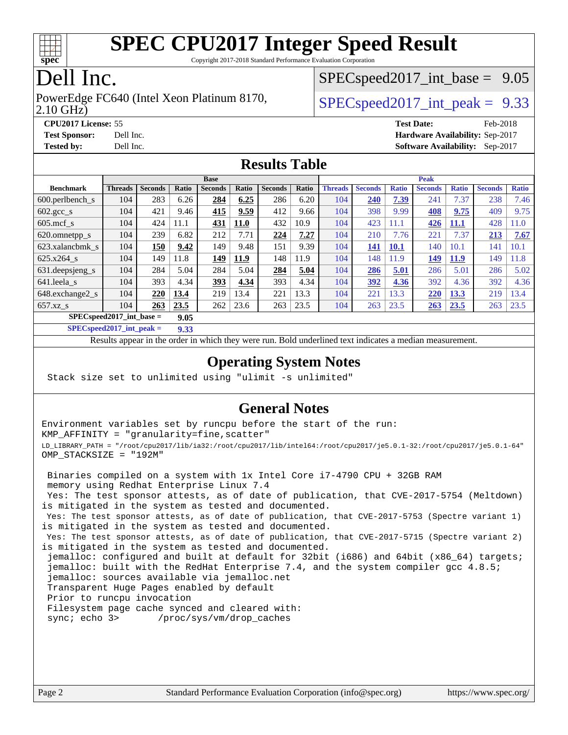# SPEC CPU2017 Integer Speed Result

Copyright 2017-2018 Standard Performance Evaluation Corporation

# Dell Inc.

PowerEdge FC640 (Intel Xeon Platinum 8170, 2.10 GHz)

SPECspeed2017_int_base = 9.05

SPECspeed2017_int_peak = 9.33

**CPU2017 License:** 55
**Test Sponsor:** Dell Inc.
**Tested by:** Dell Inc.

**Test Date:** Feb-2018
**Hardware Availability:** Sep-2017
**Software Availability:** Sep-2017

## Results Table

| | Base | | | | | | | Peak | | | | | | |
|---|---|---|---|---|---|---|---|---|---|---|---|---|---|---|
| **Benchmark** | **Threads** | **Seconds** | **Ratio** | **Seconds** | **Ratio** | **Seconds** | **Ratio** | **Threads** | **Seconds** | **Ratio** | **Seconds** | **Ratio** | **Seconds** | **Ratio** |
| 600.perlbench_s | 104 | 283 | 6.26 | **284** | **6.25** | 286 | 6.20 | 104 | **240** | **7.39** | 241 | 7.37 | 238 | 7.46 |
| 602.gcc_s | 104 | 421 | 9.46 | **415** | **9.59** | 412 | 9.66 | 104 | 398 | 9.99 | **408** | **9.75** | 409 | 9.75 |
| 605.mcf_s | 104 | 424 | 11.1 | **431** | **11.0** | 432 | 10.9 | 104 | 423 | 11.1 | **426** | **11.1** | 428 | 11.0 |
| 620.omnetpp_s | 104 | 239 | 6.82 | 212 | 7.71 | **224** | **7.27** | 104 | 210 | 7.76 | 221 | 7.37 | **213** | **7.67** |
| 623.xalancbmk_s | 104 | **150** | **9.42** | 149 | 9.48 | 151 | 9.39 | 104 | **141** | **10.1** | 140 | 10.1 | 141 | 10.1 |
| 625.x264_s | 104 | 149 | 11.8 | **149** | **11.9** | 148 | 11.9 | 104 | 148 | 11.9 | **149** | **11.9** | 149 | 11.8 |
| 631.deepsjeng_s | 104 | 284 | 5.04 | 284 | 5.04 | **284** | **5.04** | 104 | **286** | **5.01** | 286 | 5.01 | 286 | 5.02 |
| 641.leela_s | 104 | 393 | 4.34 | **393** | **4.34** | 393 | 4.34 | 104 | **392** | **4.36** | 392 | 4.36 | 392 | 4.36 |
| 648.exchange2_s | 104 | **220** | **13.4** | 219 | 13.4 | 221 | 13.3 | 104 | 221 | 13.3 | **220** | **13.3** | 219 | 13.4 |
| 657.xz_s | 104 | **263** | **23.5** | 262 | 23.6 | 263 | 23.5 | 104 | 263 | 23.5 | **263** | **23.5** | 263 | 23.5 |

**SPECspeed2017_int_base = 9.05**

**SPECspeed2017_int_peak = 9.33**

Results appear in the order in which they were run. Bold underlined text indicates a median measurement.

## Operating System Notes

```
Stack size set to unlimited using "ulimit -s unlimited"
```

## General Notes

```
Environment variables set by runcpu before the start of the run:
KMP_AFFINITY = "granularity=fine,scatter"
LD_LIBRARY_PATH = "/root/cpu2017/lib/ia32:/root/cpu2017/lib/intel64:/root/cpu2017/je5.0.1-32:/root/cpu2017/je5.0.1-64"
OMP_STACKSIZE = "192M"

 Binaries compiled on a system with 1x Intel Core i7-4790 CPU + 32GB RAM
 memory using Redhat Enterprise Linux 7.4
 Yes: The test sponsor attests, as of date of publication, that CVE-2017-5754 (Meltdown)
is mitigated in the system as tested and documented.
 Yes: The test sponsor attests, as of date of publication, that CVE-2017-5753 (Spectre variant 1)
is mitigated in the system as tested and documented.
 Yes: The test sponsor attests, as of date of publication, that CVE-2017-5715 (Spectre variant 2)
is mitigated in the system as tested and documented.
 jemalloc: configured and built at default for 32bit (i686) and 64bit (x86_64) targets;
 jemalloc: built with the RedHat Enterprise 7.4, and the system compiler gcc 4.8.5;
 jemalloc: sources available via jemalloc.net
 Transparent Huge Pages enabled by default
 Prior to runcpu invocation
 Filesystem page cache synced and cleared with:
 sync; echo 3>       /proc/sys/vm/drop_caches
```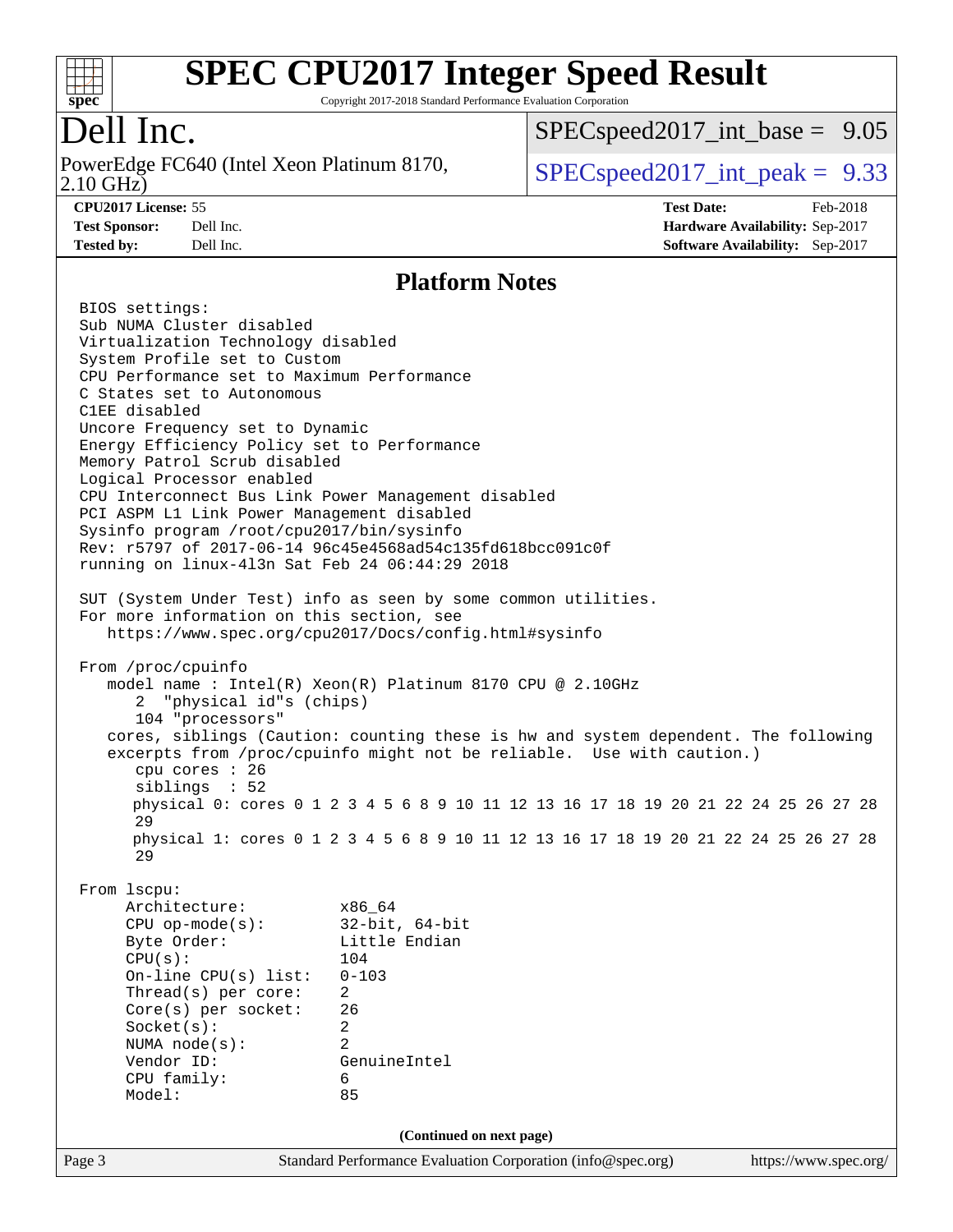# SPEC CPU2017 Integer Speed Result

Copyright 2017-2018 Standard Performance Evaluation Corporation

## Dell Inc.

PowerEdge FC640 (Intel Xeon Platinum 8170, 2.10 GHz)

SPECspeed2017_int_base = 9.05

SPECspeed2017_int_peak = 9.33

**CPU2017 License:** 55
**Test Sponsor:** Dell Inc.
**Tested by:** Dell Inc.
**Test Date:** Feb-2018
**Hardware Availability:** Sep-2017
**Software Availability:** Sep-2017

## Platform Notes

```
BIOS settings:
Sub NUMA Cluster disabled
Virtualization Technology disabled
System Profile set to Custom
CPU Performance set to Maximum Performance
C States set to Autonomous
C1EE disabled
Uncore Frequency set to Dynamic
Energy Efficiency Policy set to Performance
Memory Patrol Scrub disabled
Logical Processor enabled
CPU Interconnect Bus Link Power Management disabled
PCI ASPM L1 Link Power Management disabled
Sysinfo program /root/cpu2017/bin/sysinfo
Rev: r5797 of 2017-06-14 96c45e4568ad54c135fd618bcc091c0f
running on linux-4l3n Sat Feb 24 06:44:29 2018

SUT (System Under Test) info as seen by some common utilities.
For more information on this section, see
   https://www.spec.org/cpu2017/Docs/config.html#sysinfo

From /proc/cpuinfo
   model name : Intel(R) Xeon(R) Platinum 8170 CPU @ 2.10GHz
      2  "physical id"s (chips)
      104 "processors"
   cores, siblings (Caution: counting these is hw and system dependent. The following
   excerpts from /proc/cpuinfo might not be reliable.  Use with caution.)
      cpu cores : 26
      siblings  : 52
      physical 0: cores 0 1 2 3 4 5 6 8 9 10 11 12 13 16 17 18 19 20 21 22 24 25 26 27 28
      29
      physical 1: cores 0 1 2 3 4 5 6 8 9 10 11 12 13 16 17 18 19 20 21 22 24 25 26 27 28
      29

From lscpu:
     Architecture:          x86_64
     CPU op-mode(s):        32-bit, 64-bit
     Byte Order:            Little Endian
     CPU(s):                104
     On-line CPU(s) list:   0-103
     Thread(s) per core:    2
     Core(s) per socket:    26
     Socket(s):             2
     NUMA node(s):          2
     Vendor ID:             GenuineIntel
     CPU family:            6
     Model:                 85
```

(Continued on next page)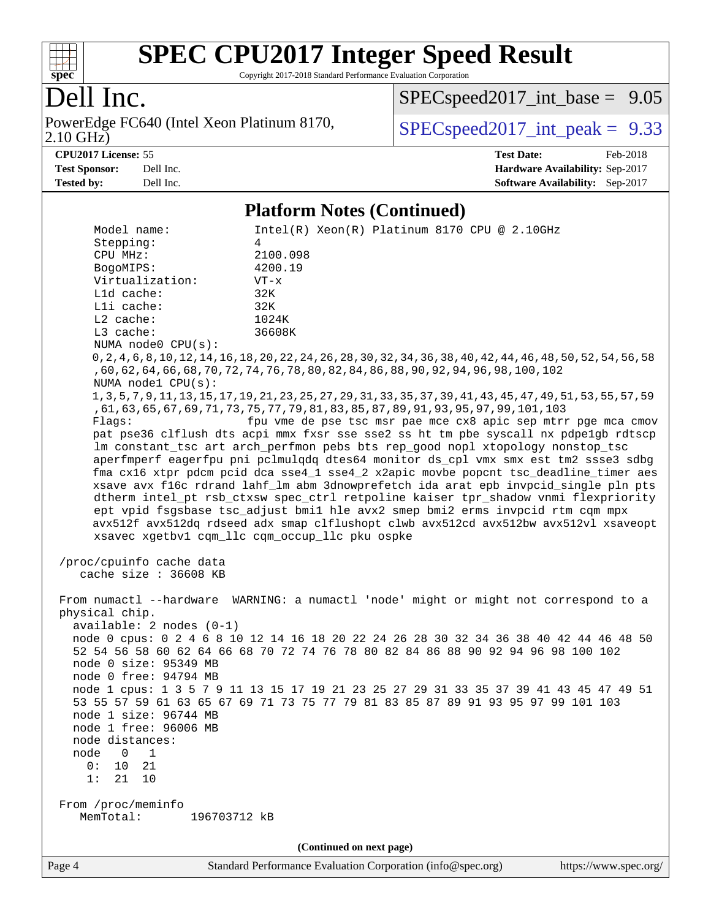# SPEC CPU2017 Integer Speed Result

Copyright 2017-2018 Standard Performance Evaluation Corporation

## Dell Inc.

PowerEdge FC640 (Intel Xeon Platinum 8170, 2.10 GHz)

SPECspeed2017_int_base = 9.05

SPECspeed2017_int_peak = 9.33

**CPU2017 License:** 55
**Test Sponsor:** Dell Inc.
**Tested by:** Dell Inc.

**Test Date:** Feb-2018
**Hardware Availability:** Sep-2017
**Software Availability:** Sep-2017

### Platform Notes (Continued)

```
    Model name:            Intel(R) Xeon(R) Platinum 8170 CPU @ 2.10GHz
    Stepping:              4
    CPU MHz:               2100.098
    BogoMIPS:              4200.19
    Virtualization:        VT-x
    L1d cache:             32K
    L1i cache:             32K
    L2 cache:              1024K
    L3 cache:              36608K
    NUMA node0 CPU(s):
    0,2,4,6,8,10,12,14,16,18,20,22,24,26,28,30,32,34,36,38,40,42,44,46,48,50,52,54,56,58
    ,60,62,64,66,68,70,72,74,76,78,80,82,84,86,88,90,92,94,96,98,100,102
    NUMA node1 CPU(s):
    1,3,5,7,9,11,13,15,17,19,21,23,25,27,29,31,33,35,37,39,41,43,45,47,49,51,53,55,57,59
    ,61,63,65,67,69,71,73,75,77,79,81,83,85,87,89,91,93,95,97,99,101,103
    Flags:                 fpu vme de pse tsc msr pae mce cx8 apic sep mtrr pge mca cmov
    pat pse36 clflush dts acpi mmx fxsr sse sse2 ss ht tm pbe syscall nx pdpe1gb rdtscp
    lm constant_tsc art arch_perfmon pebs bts rep_good nopl xtopology nonstop_tsc
    aperfmperf eagerfpu pni pclmulqdq dtes64 monitor ds_cpl vmx smx est tm2 ssse3 sdbg
    fma cx16 xtpr pdcm pcid dca sse4_1 sse4_2 x2apic movbe popcnt tsc_deadline_timer aes
    xsave avx f16c rdrand lahf_lm abm 3dnowprefetch ida arat epb invpcid_single pln pts
    dtherm intel_pt rsb_ctxsw spec_ctrl retpoline kaiser tpr_shadow vnmi flexpriority
    ept vpid fsgsbase tsc_adjust bmi1 hle avx2 smep bmi2 erms invpcid rtm cqm mpx
    avx512f avx512dq rdseed adx smap clflushopt clwb avx512cd avx512bw avx512vl xsaveopt
    xsavec xgetbv1 cqm_llc cqm_occup_llc pku ospke

 /proc/cpuinfo cache data
    cache size : 36608 KB

 From numactl --hardware  WARNING: a numactl 'node' might or might not correspond to a
 physical chip.
   available: 2 nodes (0-1)
   node 0 cpus: 0 2 4 6 8 10 12 14 16 18 20 22 24 26 28 30 32 34 36 38 40 42 44 46 48 50
   52 54 56 58 60 62 64 66 68 70 72 74 76 78 80 82 84 86 88 90 92 94 96 98 100 102
   node 0 size: 95349 MB
   node 0 free: 94794 MB
   node 1 cpus: 1 3 5 7 9 11 13 15 17 19 21 23 25 27 29 31 33 35 37 39 41 43 45 47 49 51
   53 55 57 59 61 63 65 67 69 71 73 75 77 79 81 83 85 87 89 91 93 95 97 99 101 103
   node 1 size: 96744 MB
   node 1 free: 96006 MB
   node distances:
   node   0   1
     0:  10  21
     1:  21  10

 From /proc/meminfo
    MemTotal:       196703712 kB
```

(Continued on next page)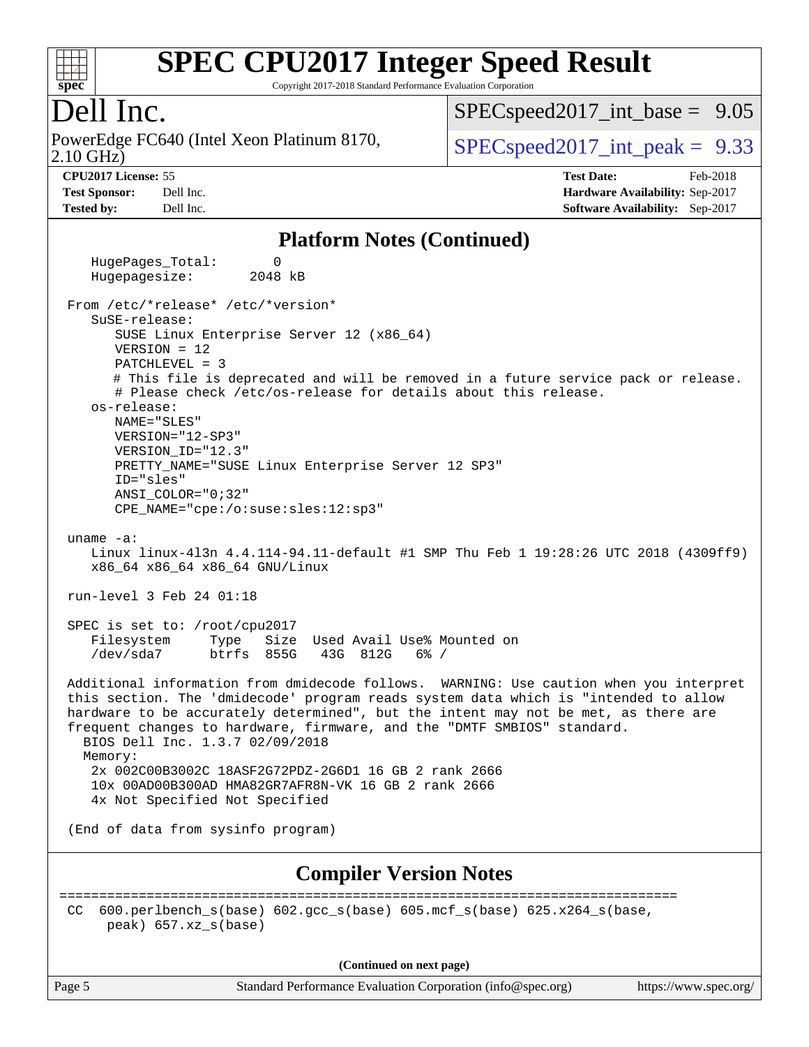# SPEC CPU2017 Integer Speed Result

Copyright 2017-2018 Standard Performance Evaluation Corporation

## Dell Inc.

PowerEdge FC640 (Intel Xeon Platinum 8170, 2.10 GHz)

SPECspeed2017_int_base = 9.05

SPECspeed2017_int_peak = 9.33

**CPU2017 License:** 55
**Test Sponsor:** Dell Inc.
**Tested by:** Dell Inc.
**Test Date:** Feb-2018
**Hardware Availability:** Sep-2017
**Software Availability:** Sep-2017

### Platform Notes (Continued)

```
    HugePages_Total:       0
    Hugepagesize:       2048 kB

 From /etc/*release* /etc/*version*
    SuSE-release:
       SUSE Linux Enterprise Server 12 (x86_64)
       VERSION = 12
       PATCHLEVEL = 3
       # This file is deprecated and will be removed in a future service pack or release.
       # Please check /etc/os-release for details about this release.
    os-release:
       NAME="SLES"
       VERSION="12-SP3"
       VERSION_ID="12.3"
       PRETTY_NAME="SUSE Linux Enterprise Server 12 SP3"
       ID="sles"
       ANSI_COLOR="0;32"
       CPE_NAME="cpe:/o:suse:sles:12:sp3"

 uname -a:
    Linux linux-4l3n 4.4.114-94.11-default #1 SMP Thu Feb 1 19:28:26 UTC 2018 (4309ff9)
    x86_64 x86_64 x86_64 GNU/Linux

 run-level 3 Feb 24 01:18

 SPEC is set to: /root/cpu2017
    Filesystem     Type   Size  Used Avail Use% Mounted on
    /dev/sda7      btrfs  855G   43G  812G   6% /

 Additional information from dmidecode follows.  WARNING: Use caution when you interpret
 this section. The 'dmidecode' program reads system data which is "intended to allow
 hardware to be accurately determined", but the intent may not be met, as there are
 frequent changes to hardware, firmware, and the "DMTF SMBIOS" standard.
   BIOS Dell Inc. 1.3.7 02/09/2018
   Memory:
    2x 002C00B3002C 18ASF2G72PDZ-2G6D1 16 GB 2 rank 2666
    10x 00AD00B300AD HMA82GR7AFR8N-VK 16 GB 2 rank 2666
    4x Not Specified Not Specified

 (End of data from sysinfo program)
```

### Compiler Version Notes

```
==============================================================================
 CC  600.perlbench_s(base) 602.gcc_s(base) 605.mcf_s(base) 625.x264_s(base,
      peak) 657.xz_s(base)
```

(Continued on next page)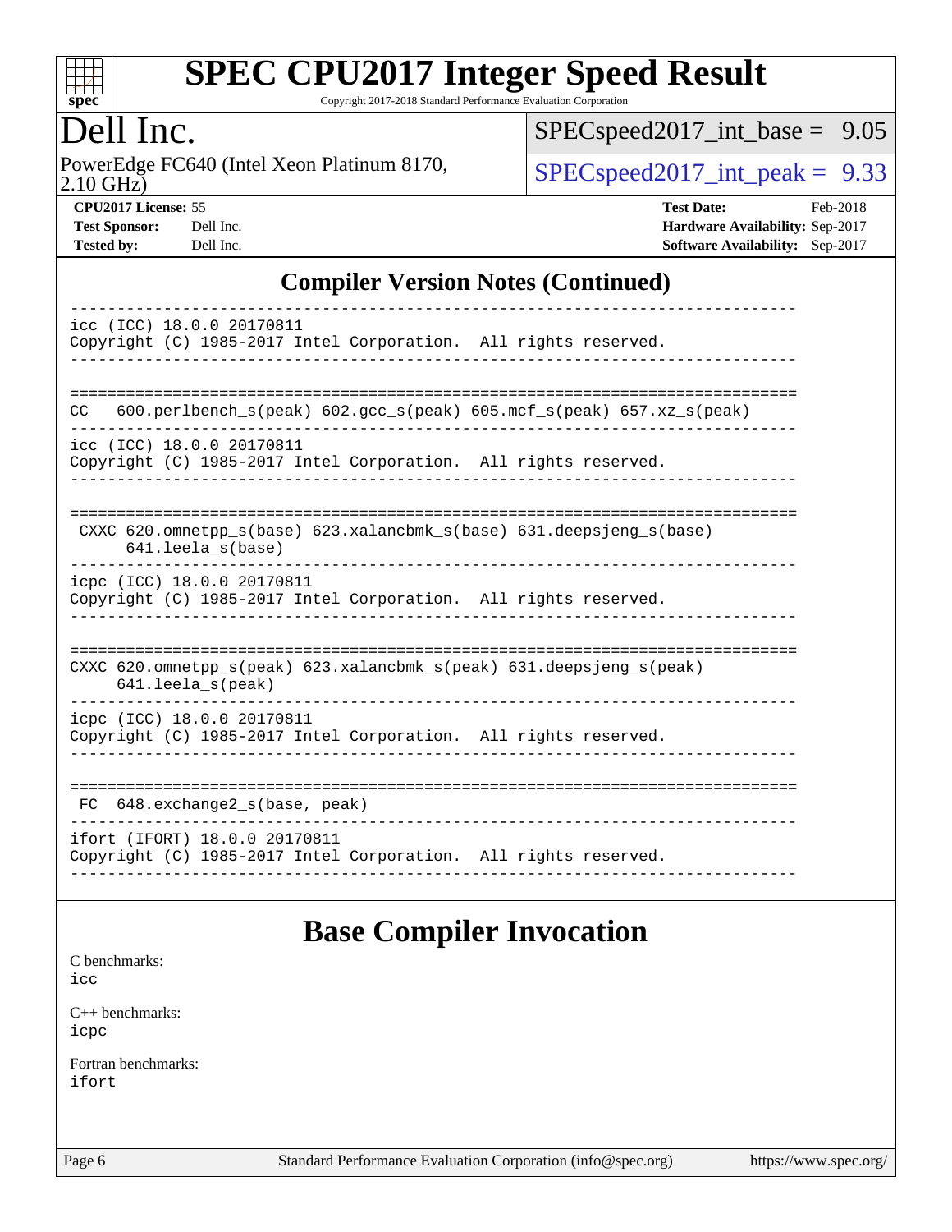## Compiler Version Notes (Continued)

```
------------------------------------------------------------------------------
icc (ICC) 18.0.0 20170811
Copyright (C) 1985-2017 Intel Corporation.  All rights reserved.
------------------------------------------------------------------------------

==============================================================================
CC   600.perlbench_s(peak) 602.gcc_s(peak) 605.mcf_s(peak) 657.xz_s(peak)
------------------------------------------------------------------------------
icc (ICC) 18.0.0 20170811
Copyright (C) 1985-2017 Intel Corporation.  All rights reserved.
------------------------------------------------------------------------------

==============================================================================
 CXXC 620.omnetpp_s(base) 623.xalancbmk_s(base) 631.deepsjeng_s(base)
      641.leela_s(base)
------------------------------------------------------------------------------
icpc (ICC) 18.0.0 20170811
Copyright (C) 1985-2017 Intel Corporation.  All rights reserved.
------------------------------------------------------------------------------

==============================================================================
CXXC 620.omnetpp_s(peak) 623.xalancbmk_s(peak) 631.deepsjeng_s(peak)
     641.leela_s(peak)
------------------------------------------------------------------------------
icpc (ICC) 18.0.0 20170811
Copyright (C) 1985-2017 Intel Corporation.  All rights reserved.
------------------------------------------------------------------------------

==============================================================================
 FC  648.exchange2_s(base, peak)
------------------------------------------------------------------------------
ifort (IFORT) 18.0.0 20170811
Copyright (C) 1985-2017 Intel Corporation.  All rights reserved.
------------------------------------------------------------------------------
```

## Base Compiler Invocation

C benchmarks:
icc

C++ benchmarks:
icpc

Fortran benchmarks:
ifort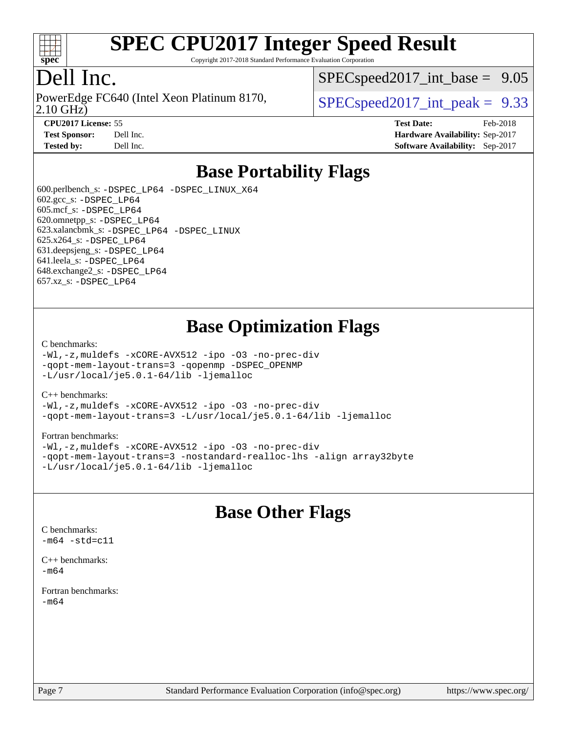# SPEC CPU2017 Integer Speed Result

Copyright 2017-2018 Standard Performance Evaluation Corporation

## Dell Inc.

PowerEdge FC640 (Intel Xeon Platinum 8170, 2.10 GHz)

SPECspeed2017_int_base = 9.05

SPECspeed2017_int_peak = 9.33

| | | | |
|---|---|---|---|
| **CPU2017 License:** | 55 | **Test Date:** | Feb-2018 |
| **Test Sponsor:** | Dell Inc. | **Hardware Availability:** | Sep-2017 |
| **Tested by:** | Dell Inc. | **Software Availability:** | Sep-2017 |

## Base Portability Flags

600.perlbench_s: -DSPEC_LP64 -DSPEC_LINUX_X64
602.gcc_s: -DSPEC_LP64
605.mcf_s: -DSPEC_LP64
620.omnetpp_s: -DSPEC_LP64
623.xalancbmk_s: -DSPEC_LP64 -DSPEC_LINUX
625.x264_s: -DSPEC_LP64
631.deepsjeng_s: -DSPEC_LP64
641.leela_s: -DSPEC_LP64
648.exchange2_s: -DSPEC_LP64
657.xz_s: -DSPEC_LP64

## Base Optimization Flags

C benchmarks:
-Wl,-z,muldefs -xCORE-AVX512 -ipo -O3 -no-prec-div
-qopt-mem-layout-trans=3 -qopenmp -DSPEC_OPENMP
-L/usr/local/je5.0.1-64/lib -ljemalloc

C++ benchmarks:
-Wl,-z,muldefs -xCORE-AVX512 -ipo -O3 -no-prec-div
-qopt-mem-layout-trans=3 -L/usr/local/je5.0.1-64/lib -ljemalloc

Fortran benchmarks:
-Wl,-z,muldefs -xCORE-AVX512 -ipo -O3 -no-prec-div
-qopt-mem-layout-trans=3 -nostandard-realloc-lhs -align array32byte
-L/usr/local/je5.0.1-64/lib -ljemalloc

## Base Other Flags

C benchmarks:
-m64 -std=c11

C++ benchmarks:
-m64

Fortran benchmarks:
-m64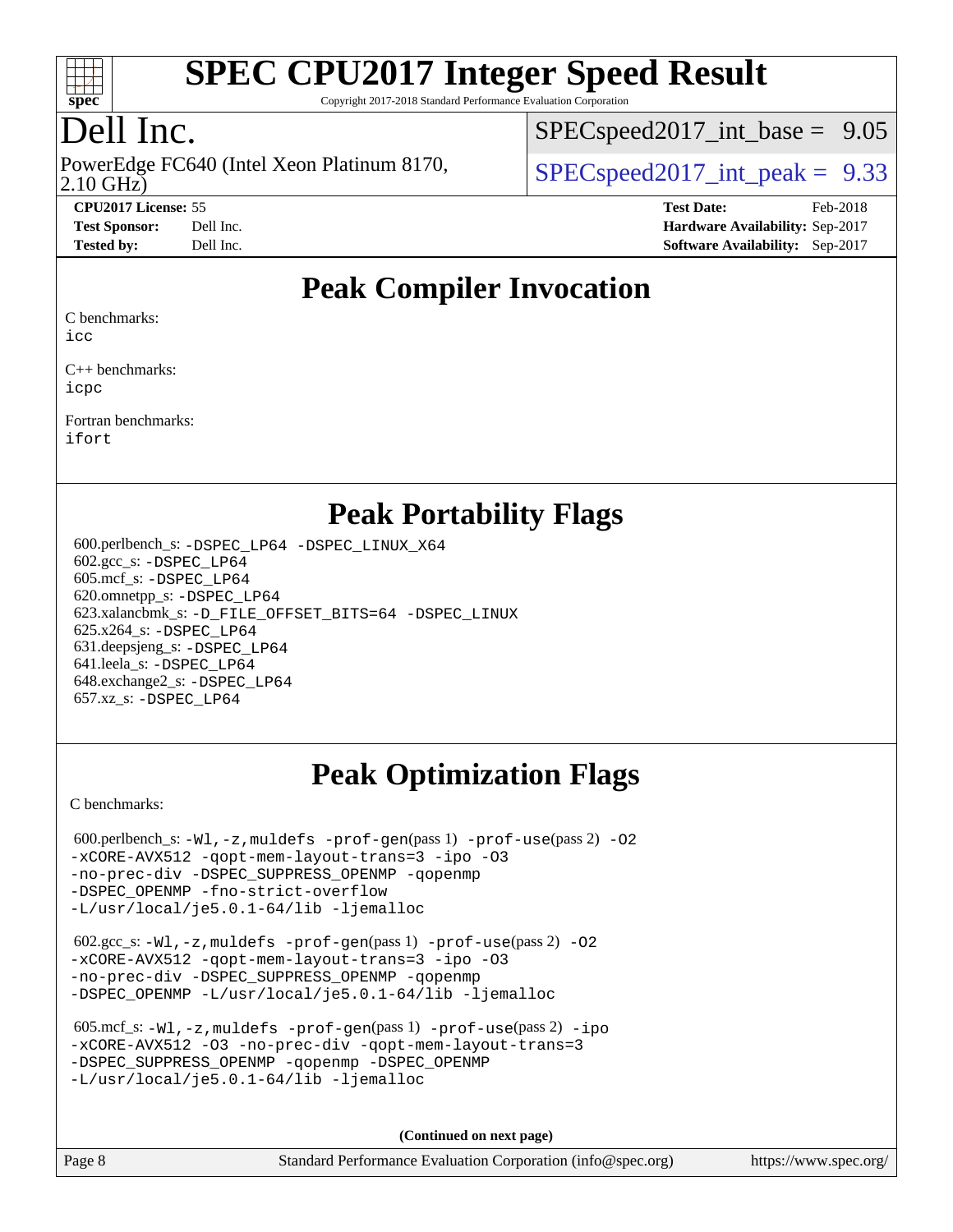# SPEC CPU2017 Integer Speed Result

Copyright 2017-2018 Standard Performance Evaluation Corporation

## Dell Inc.

PowerEdge FC640 (Intel Xeon Platinum 8170, 2.10 GHz)

SPECspeed2017_int_base = 9.05

SPECspeed2017_int_peak = 9.33

**CPU2017 License:** 55
**Test Sponsor:** Dell Inc.
**Tested by:** Dell Inc.

**Test Date:** Feb-2018
**Hardware Availability:** Sep-2017
**Software Availability:** Sep-2017

## Peak Compiler Invocation

C benchmarks:
icc

C++ benchmarks:
icpc

Fortran benchmarks:
ifort

## Peak Portability Flags

600.perlbench_s: -DSPEC_LP64 -DSPEC_LINUX_X64
602.gcc_s: -DSPEC_LP64
605.mcf_s: -DSPEC_LP64
620.omnetpp_s: -DSPEC_LP64
623.xalancbmk_s: -D_FILE_OFFSET_BITS=64 -DSPEC_LINUX
625.x264_s: -DSPEC_LP64
631.deepsjeng_s: -DSPEC_LP64
641.leela_s: -DSPEC_LP64
648.exchange2_s: -DSPEC_LP64
657.xz_s: -DSPEC_LP64

## Peak Optimization Flags

C benchmarks:

600.perlbench_s: -Wl,-z,muldefs -prof-gen(pass 1) -prof-use(pass 2) -O2 -xCORE-AVX512 -qopt-mem-layout-trans=3 -ipo -O3 -no-prec-div -DSPEC_SUPPRESS_OPENMP -qopenmp -DSPEC_OPENMP -fno-strict-overflow -L/usr/local/je5.0.1-64/lib -ljemalloc

602.gcc_s: -Wl,-z,muldefs -prof-gen(pass 1) -prof-use(pass 2) -O2 -xCORE-AVX512 -qopt-mem-layout-trans=3 -ipo -O3 -no-prec-div -DSPEC_SUPPRESS_OPENMP -qopenmp -DSPEC_OPENMP -L/usr/local/je5.0.1-64/lib -ljemalloc

605.mcf_s: -Wl,-z,muldefs -prof-gen(pass 1) -prof-use(pass 2) -ipo -xCORE-AVX512 -O3 -no-prec-div -qopt-mem-layout-trans=3 -DSPEC_SUPPRESS_OPENMP -qopenmp -DSPEC_OPENMP -L/usr/local/je5.0.1-64/lib -ljemalloc

(Continued on next page)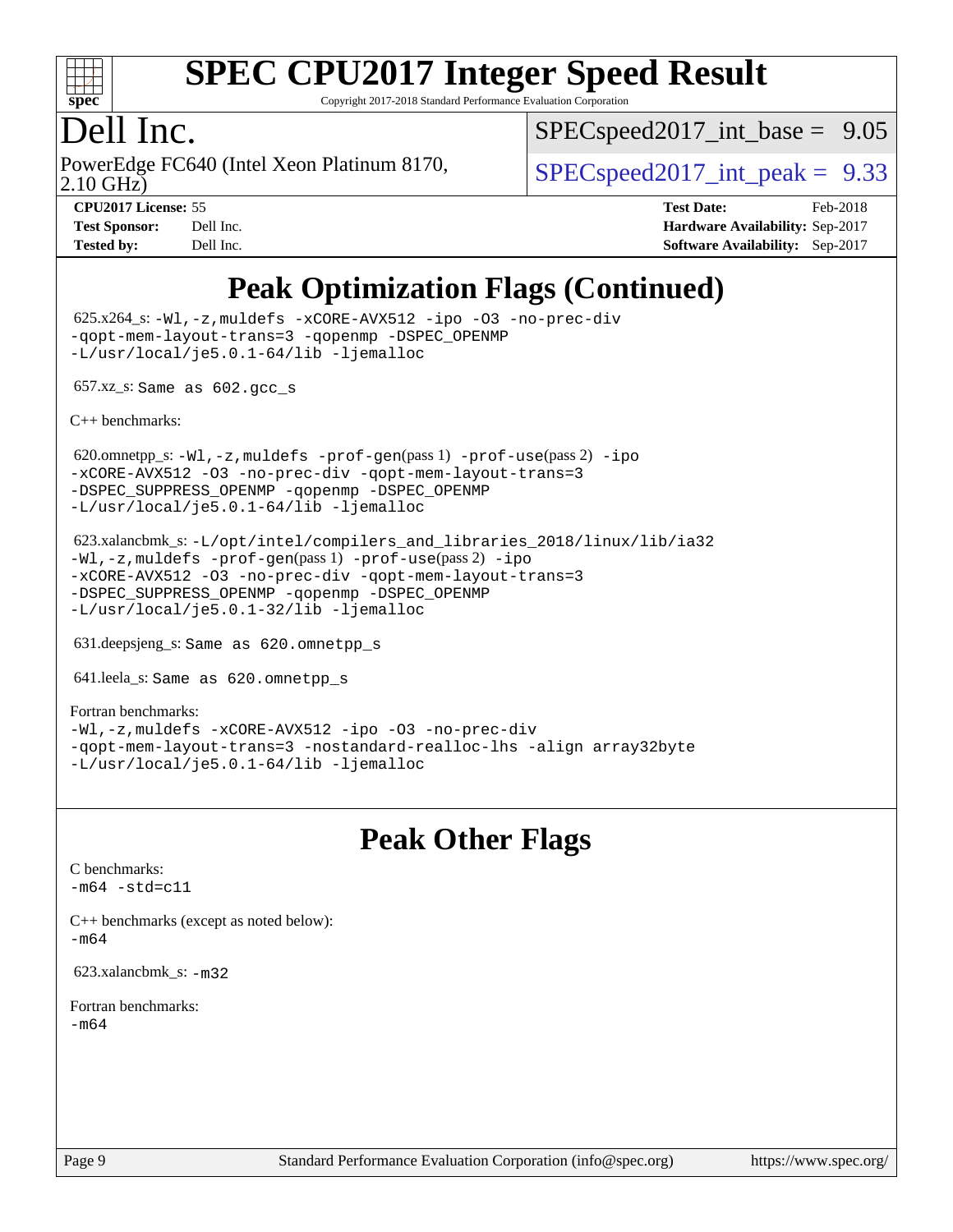# SPEC CPU2017 Integer Speed Result

Copyright 2017-2018 Standard Performance Evaluation Corporation

## Dell Inc.

PowerEdge FC640 (Intel Xeon Platinum 8170, 2.10 GHz)

SPECspeed2017_int_base = 9.05

SPECspeed2017_int_peak = 9.33

| | | | |
|---|---|---|---|
| **CPU2017 License:** | 55 | **Test Date:** | Feb-2018 |
| **Test Sponsor:** | Dell Inc. | **Hardware Availability:** | Sep-2017 |
| **Tested by:** | Dell Inc. | **Software Availability:** | Sep-2017 |

## Peak Optimization Flags (Continued)

625.x264_s: `-Wl,-z,muldefs -xCORE-AVX512 -ipo -O3 -no-prec-div -qopt-mem-layout-trans=3 -qopenmp -DSPEC_OPENMP -L/usr/local/je5.0.1-64/lib -ljemalloc`

657.xz_s: `Same as 602.gcc_s`

C++ benchmarks:

620.omnetpp_s: `-Wl,-z,muldefs -prof-gen`(pass 1) `-prof-use`(pass 2) `-ipo -xCORE-AVX512 -O3 -no-prec-div -qopt-mem-layout-trans=3 -DSPEC_SUPPRESS_OPENMP -qopenmp -DSPEC_OPENMP -L/usr/local/je5.0.1-64/lib -ljemalloc`

623.xalancbmk_s: `-L/opt/intel/compilers_and_libraries_2018/linux/lib/ia32 -Wl,-z,muldefs -prof-gen`(pass 1) `-prof-use`(pass 2) `-ipo -xCORE-AVX512 -O3 -no-prec-div -qopt-mem-layout-trans=3 -DSPEC_SUPPRESS_OPENMP -qopenmp -DSPEC_OPENMP -L/usr/local/je5.0.1-32/lib -ljemalloc`

631.deepsjeng_s: `Same as 620.omnetpp_s`

641.leela_s: `Same as 620.omnetpp_s`

Fortran benchmarks:
`-Wl,-z,muldefs -xCORE-AVX512 -ipo -O3 -no-prec-div -qopt-mem-layout-trans=3 -nostandard-realloc-lhs -align array32byte -L/usr/local/je5.0.1-64/lib -ljemalloc`

## Peak Other Flags

C benchmarks:
`-m64 -std=c11`

C++ benchmarks (except as noted below):
`-m64`

623.xalancbmk_s: `-m32`

Fortran benchmarks:
`-m64`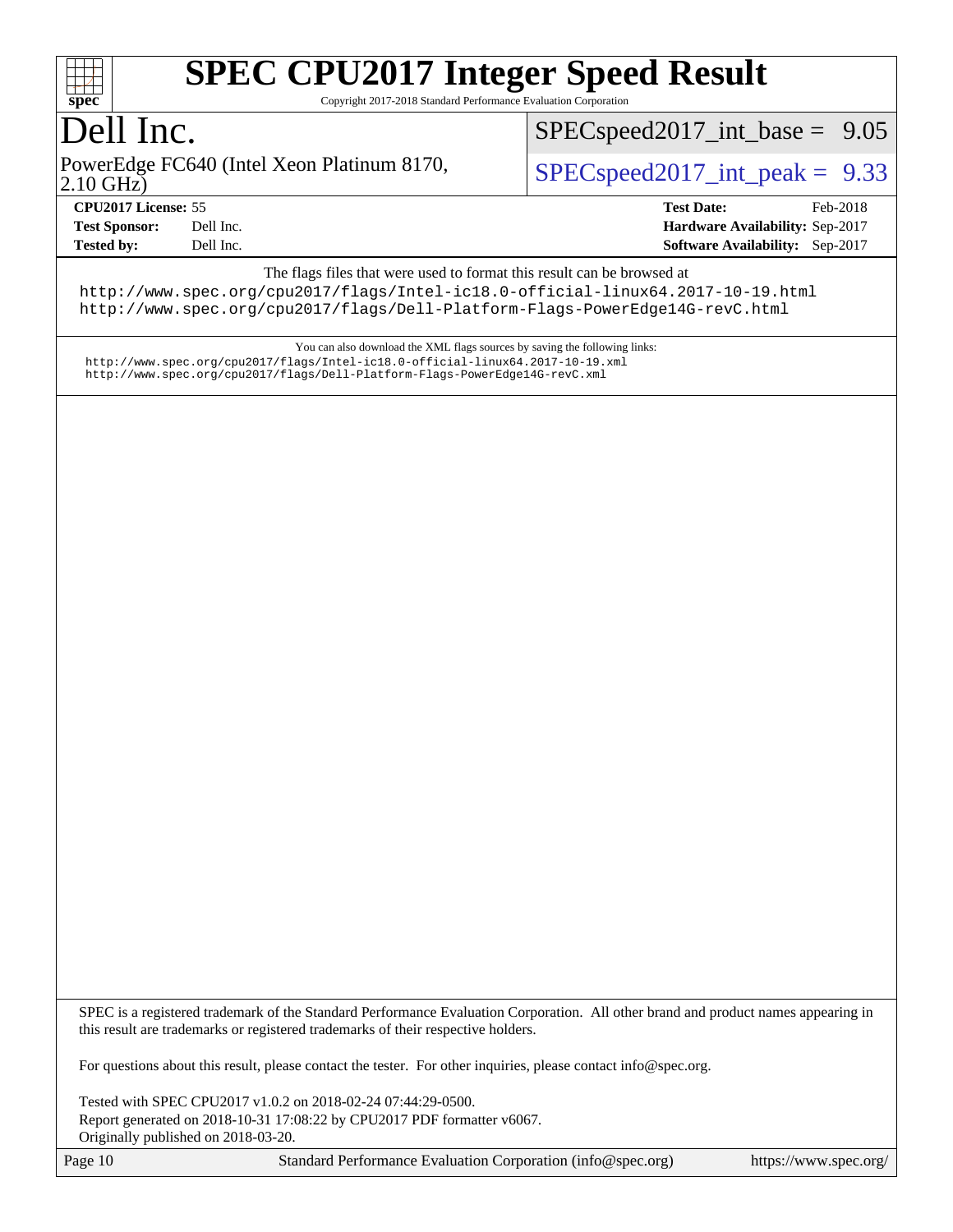The flags files that were used to format this result can be browsed at

http://www.spec.org/cpu2017/flags/Intel-ic18.0-official-linux64.2017-10-19.html
http://www.spec.org/cpu2017/flags/Dell-Platform-Flags-PowerEdge14G-revC.html

You can also download the XML flags sources by saving the following links:

http://www.spec.org/cpu2017/flags/Intel-ic18.0-official-linux64.2017-10-19.xml
http://www.spec.org/cpu2017/flags/Dell-Platform-Flags-PowerEdge14G-revC.xml

SPEC is a registered trademark of the Standard Performance Evaluation Corporation. All other brand and product names appearing in this result are trademarks or registered trademarks of their respective holders.

For questions about this result, please contact the tester. For other inquiries, please contact info@spec.org.

Tested with SPEC CPU2017 v1.0.2 on 2018-02-24 07:44:29-0500.
Report generated on 2018-10-31 17:08:22 by CPU2017 PDF formatter v6067.
Originally published on 2018-03-20.